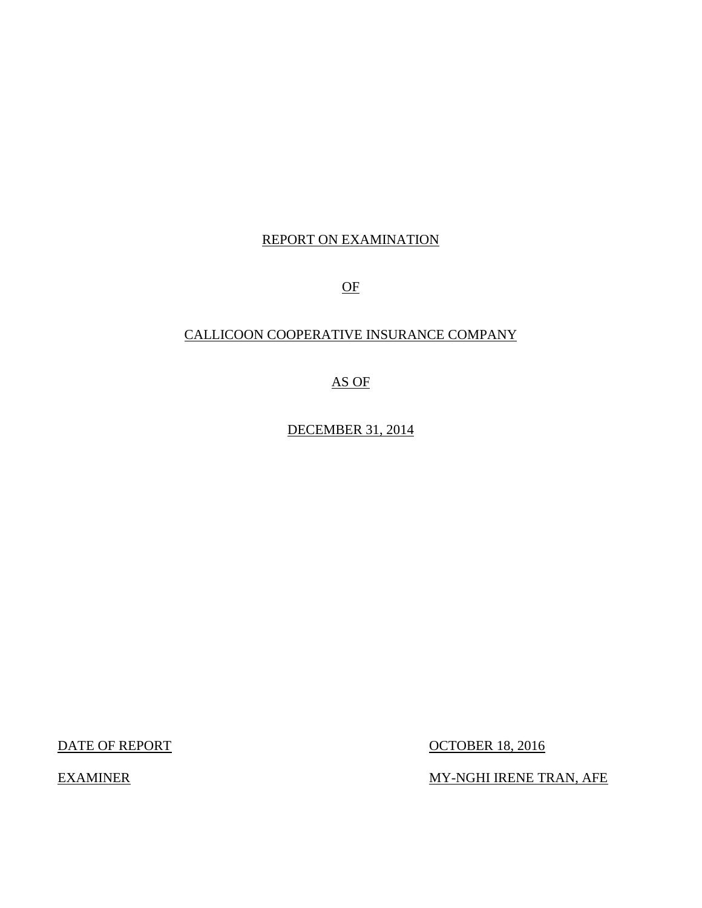# REPORT ON EXAMINATION

# OF

# CALLICOON COOPERATIVE INSURANCE COMPANY

# AS OF

# DECEMBER 31, 2014

DATE OF REPORT: OCTOBER 18, 2016

EXAMINER: MY-NGHI IRENE TRAN, AFE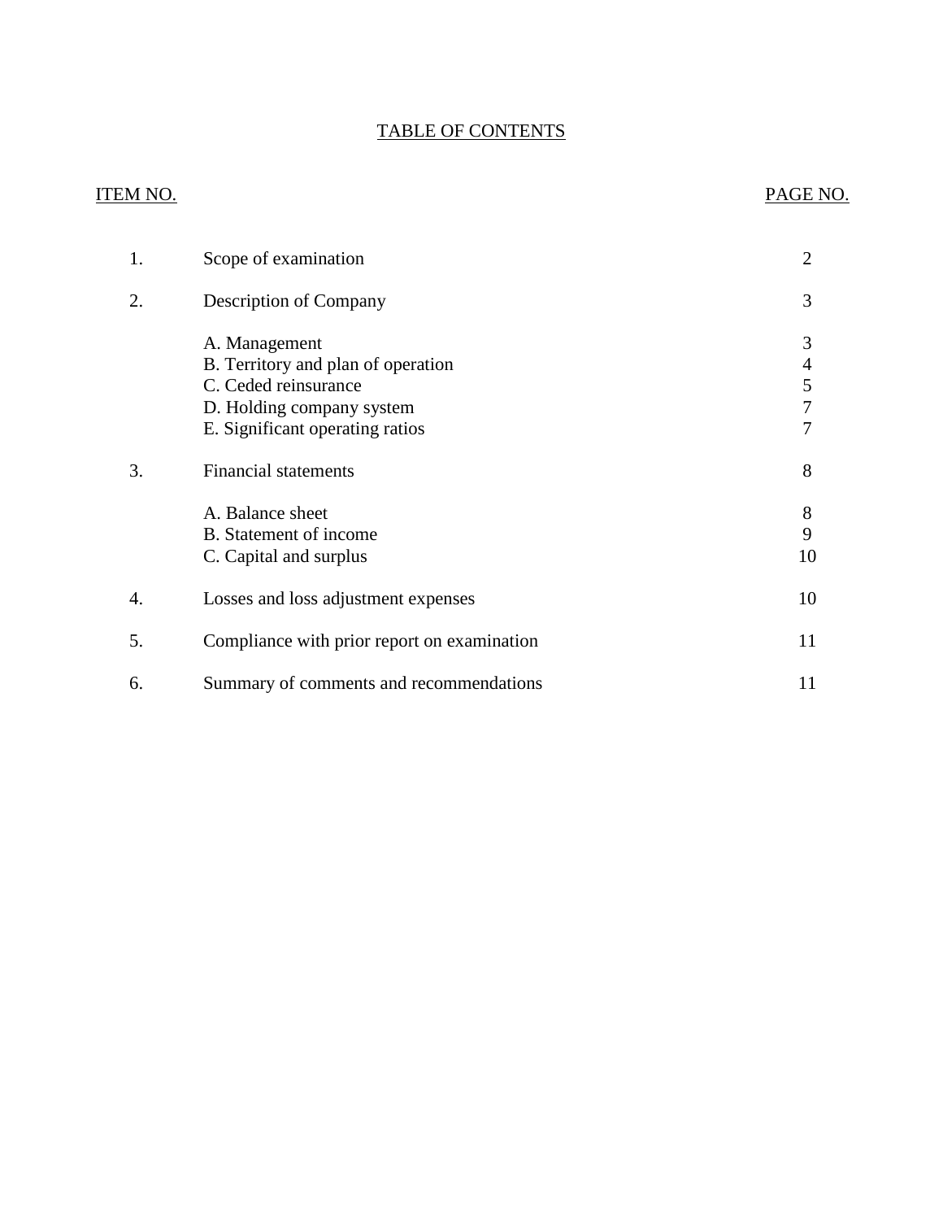# TABLE OF CONTENTS

| ITEM NO. | | PAGE NO. |
|---|---|---|
| 1. | Scope of examination | 2 |
| 2. | Description of Company | 3 |
| | A. Management | 3 |
| | B. Territory and plan of operation | 4 |
| | C. Ceded reinsurance | 5 |
| | D. Holding company system | 7 |
| | E. Significant operating ratios | 7 |
| 3. | Financial statements | 8 |
| | A. Balance sheet | 8 |
| | B. Statement of income | 9 |
| | C. Capital and surplus | 10 |
| 4. | Losses and loss adjustment expenses | 10 |
| 5. | Compliance with prior report on examination | 11 |
| 6. | Summary of comments and recommendations | 11 |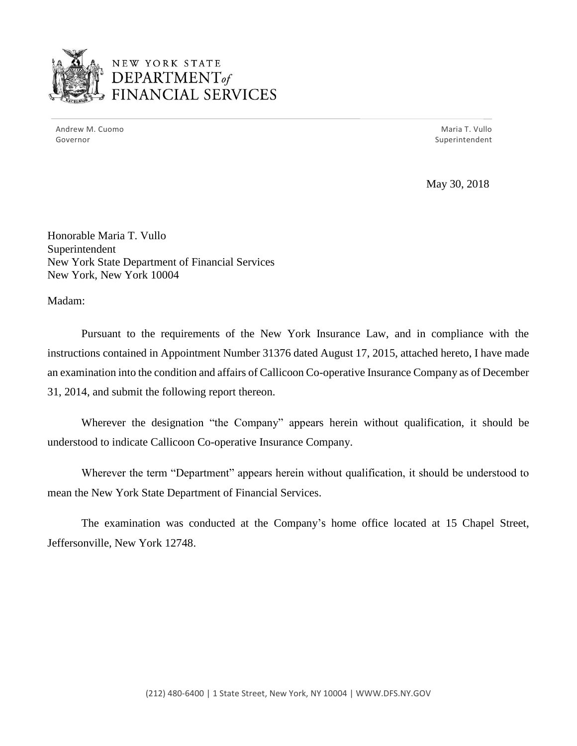NEW YORK STATE
DEPARTMENT *of*
FINANCIAL SERVICES

Andrew M. Cuomo
Governor

Maria T. Vullo
Superintendent

May 30, 2018

Honorable Maria T. Vullo
Superintendent
New York State Department of Financial Services
New York, New York 10004

Madam:

Pursuant to the requirements of the New York Insurance Law, and in compliance with the instructions contained in Appointment Number 31376 dated August 17, 2015, attached hereto, I have made an examination into the condition and affairs of Callicoon Co-operative Insurance Company as of December 31, 2014, and submit the following report thereon.

Wherever the designation "the Company" appears herein without qualification, it should be understood to indicate Callicoon Co-operative Insurance Company.

Wherever the term "Department" appears herein without qualification, it should be understood to mean the New York State Department of Financial Services.

The examination was conducted at the Company's home office located at 15 Chapel Street, Jeffersonville, New York 12748.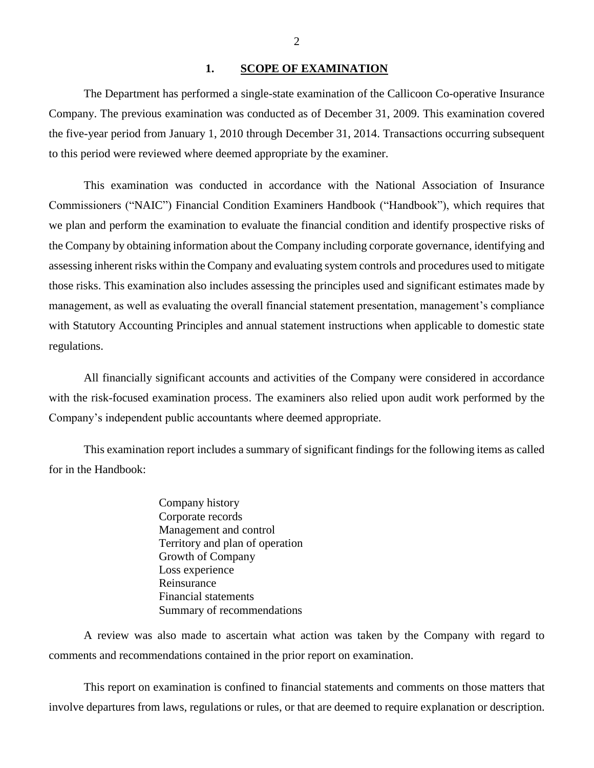## 1. SCOPE OF EXAMINATION

The Department has performed a single-state examination of the Callicoon Co-operative Insurance Company. The previous examination was conducted as of December 31, 2009. This examination covered the five-year period from January 1, 2010 through December 31, 2014. Transactions occurring subsequent to this period were reviewed where deemed appropriate by the examiner.

This examination was conducted in accordance with the National Association of Insurance Commissioners ("NAIC") Financial Condition Examiners Handbook ("Handbook"), which requires that we plan and perform the examination to evaluate the financial condition and identify prospective risks of the Company by obtaining information about the Company including corporate governance, identifying and assessing inherent risks within the Company and evaluating system controls and procedures used to mitigate those risks. This examination also includes assessing the principles used and significant estimates made by management, as well as evaluating the overall financial statement presentation, management's compliance with Statutory Accounting Principles and annual statement instructions when applicable to domestic state regulations.

All financially significant accounts and activities of the Company were considered in accordance with the risk-focused examination process. The examiners also relied upon audit work performed by the Company's independent public accountants where deemed appropriate.

This examination report includes a summary of significant findings for the following items as called for in the Handbook:

Company history
Corporate records
Management and control
Territory and plan of operation
Growth of Company
Loss experience
Reinsurance
Financial statements
Summary of recommendations

A review was also made to ascertain what action was taken by the Company with regard to comments and recommendations contained in the prior report on examination.

This report on examination is confined to financial statements and comments on those matters that involve departures from laws, regulations or rules, or that are deemed to require explanation or description.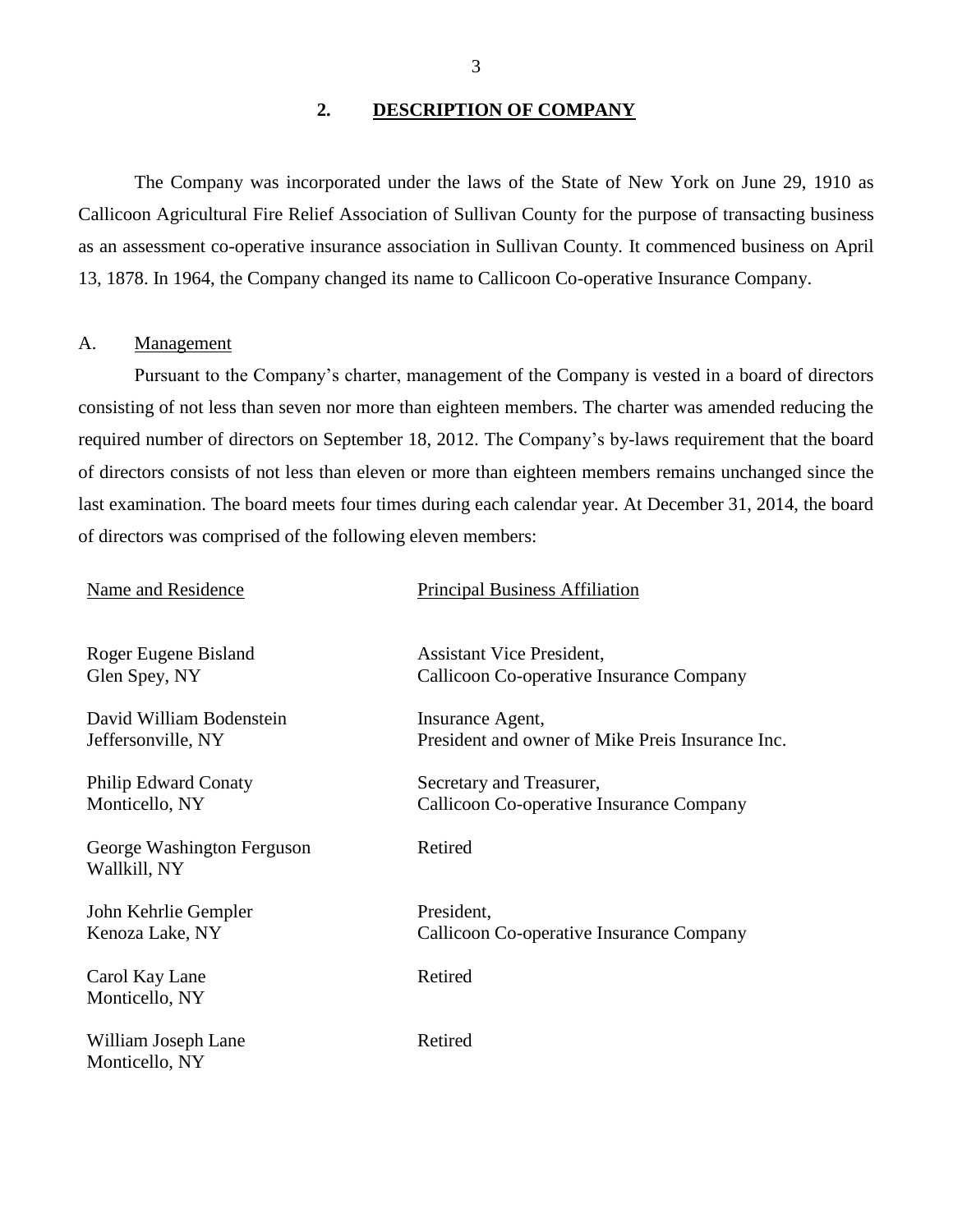## 2. DESCRIPTION OF COMPANY

The Company was incorporated under the laws of the State of New York on June 29, 1910 as Callicoon Agricultural Fire Relief Association of Sullivan County for the purpose of transacting business as an assessment co-operative insurance association in Sullivan County. It commenced business on April 13, 1878. In 1964, the Company changed its name to Callicoon Co-operative Insurance Company.

### A. Management

Pursuant to the Company's charter, management of the Company is vested in a board of directors consisting of not less than seven nor more than eighteen members. The charter was amended reducing the required number of directors on September 18, 2012. The Company's by-laws requirement that the board of directors consists of not less than eleven or more than eighteen members remains unchanged since the last examination. The board meets four times during each calendar year. At December 31, 2014, the board of directors was comprised of the following eleven members:

| Name and Residence | Principal Business Affiliation |
| --- | --- |
| Roger Eugene Bisland<br>Glen Spey, NY | Assistant Vice President,<br>Callicoon Co-operative Insurance Company |
| David William Bodenstein<br>Jeffersonville, NY | Insurance Agent,<br>President and owner of Mike Preis Insurance Inc. |
| Philip Edward Conaty<br>Monticello, NY | Secretary and Treasurer,<br>Callicoon Co-operative Insurance Company |
| George Washington Ferguson<br>Wallkill, NY | Retired |
| John Kehrlie Gempler<br>Kenoza Lake, NY | President,<br>Callicoon Co-operative Insurance Company |
| Carol Kay Lane<br>Monticello, NY | Retired |
| William Joseph Lane<br>Monticello, NY | Retired |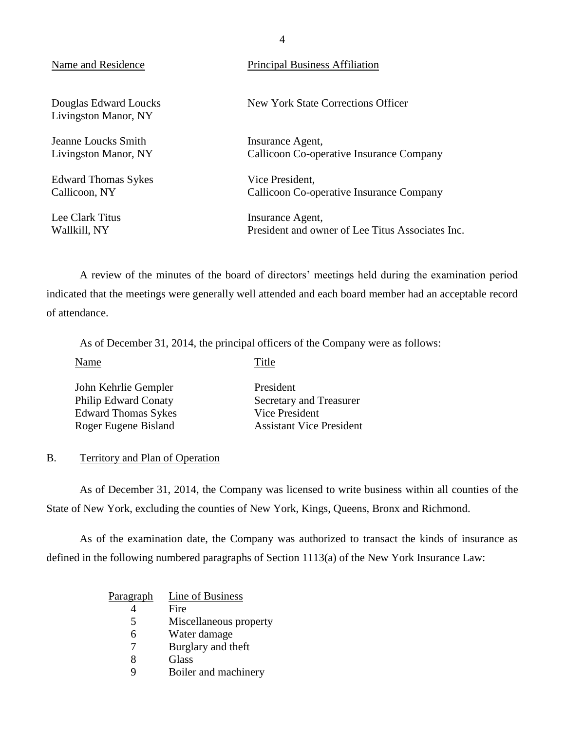| Name and Residence | Principal Business Affiliation |
| --- | --- |
| Douglas Edward Loucks<br>Livingston Manor, NY | New York State Corrections Officer |
| Jeanne Loucks Smith<br>Livingston Manor, NY | Insurance Agent,<br>Callicoon Co-operative Insurance Company |
| Edward Thomas Sykes<br>Callicoon, NY | Vice President,<br>Callicoon Co-operative Insurance Company |
| Lee Clark Titus<br>Wallkill, NY | Insurance Agent,<br>President and owner of Lee Titus Associates Inc. |

A review of the minutes of the board of directors' meetings held during the examination period indicated that the meetings were generally well attended and each board member had an acceptable record of attendance.

As of December 31, 2014, the principal officers of the Company were as follows:

| Name | Title |
| --- | --- |
| John Kehrlie Gempler | President |
| Philip Edward Conaty | Secretary and Treasurer |
| Edward Thomas Sykes | Vice President |
| Roger Eugene Bisland | Assistant Vice President |

## B. Territory and Plan of Operation

As of December 31, 2014, the Company was licensed to write business within all counties of the State of New York, excluding the counties of New York, Kings, Queens, Bronx and Richmond.

As of the examination date, the Company was authorized to transact the kinds of insurance as defined in the following numbered paragraphs of Section 1113(a) of the New York Insurance Law:

| Paragraph | Line of Business |
| --- | --- |
| 4 | Fire |
| 5 | Miscellaneous property |
| 6 | Water damage |
| 7 | Burglary and theft |
| 8 | Glass |
| 9 | Boiler and machinery |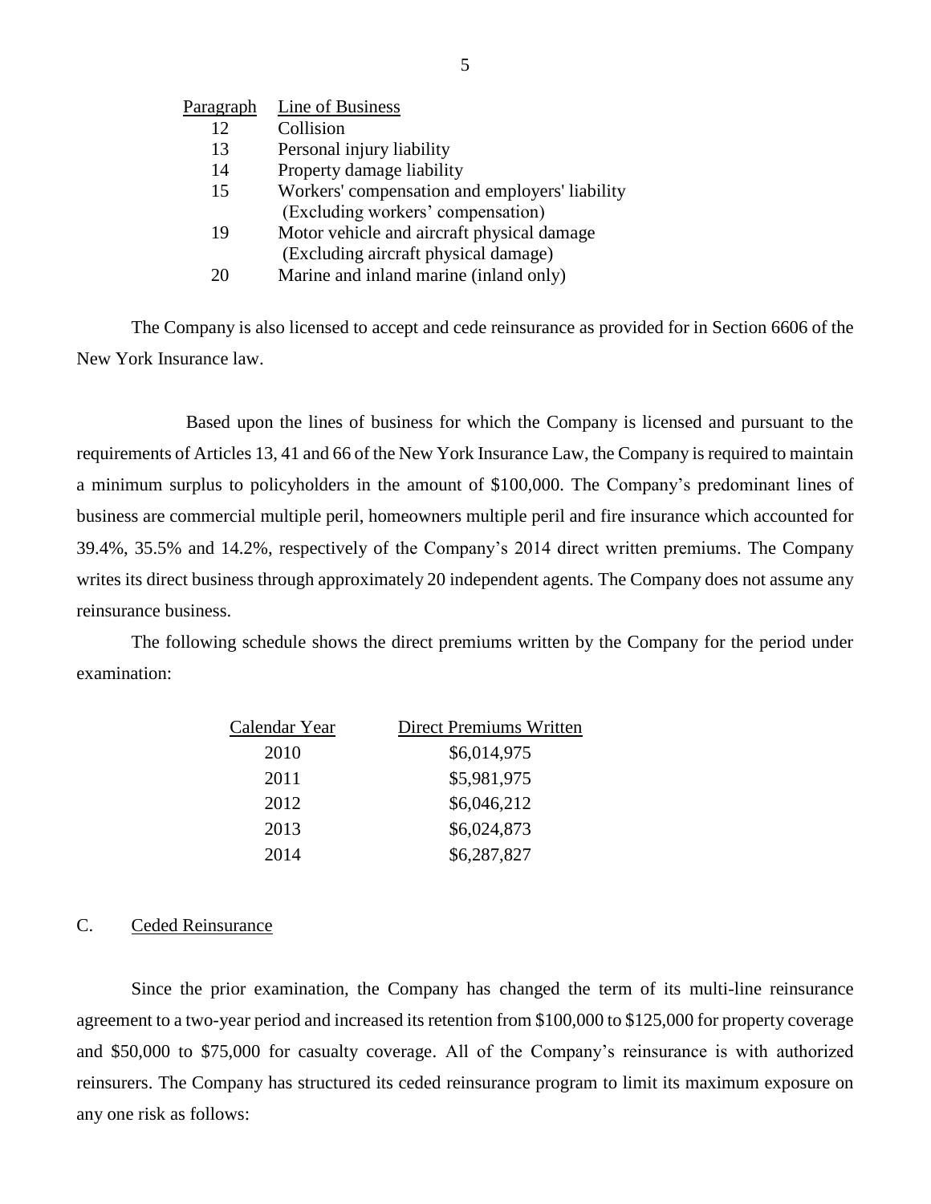| Paragraph | Line of Business |
|---|---|
| 12 | Collision |
| 13 | Personal injury liability |
| 14 | Property damage liability |
| 15 | Workers' compensation and employers' liability (Excluding workers' compensation) |
| 19 | Motor vehicle and aircraft physical damage (Excluding aircraft physical damage) |
| 20 | Marine and inland marine (inland only) |

The Company is also licensed to accept and cede reinsurance as provided for in Section 6606 of the New York Insurance law.

Based upon the lines of business for which the Company is licensed and pursuant to the requirements of Articles 13, 41 and 66 of the New York Insurance Law, the Company is required to maintain a minimum surplus to policyholders in the amount of $100,000. The Company's predominant lines of business are commercial multiple peril, homeowners multiple peril and fire insurance which accounted for 39.4%, 35.5% and 14.2%, respectively of the Company's 2014 direct written premiums. The Company writes its direct business through approximately 20 independent agents. The Company does not assume any reinsurance business.

The following schedule shows the direct premiums written by the Company for the period under examination:

| Calendar Year | Direct Premiums Written |
|---|---|
| 2010 | $6,014,975 |
| 2011 | $5,981,975 |
| 2012 | $6,046,212 |
| 2013 | $6,024,873 |
| 2014 | $6,287,827 |

## C. Ceded Reinsurance

Since the prior examination, the Company has changed the term of its multi-line reinsurance agreement to a two-year period and increased its retention from $100,000 to $125,000 for property coverage and $50,000 to $75,000 for casualty coverage. All of the Company's reinsurance is with authorized reinsurers. The Company has structured its ceded reinsurance program to limit its maximum exposure on any one risk as follows: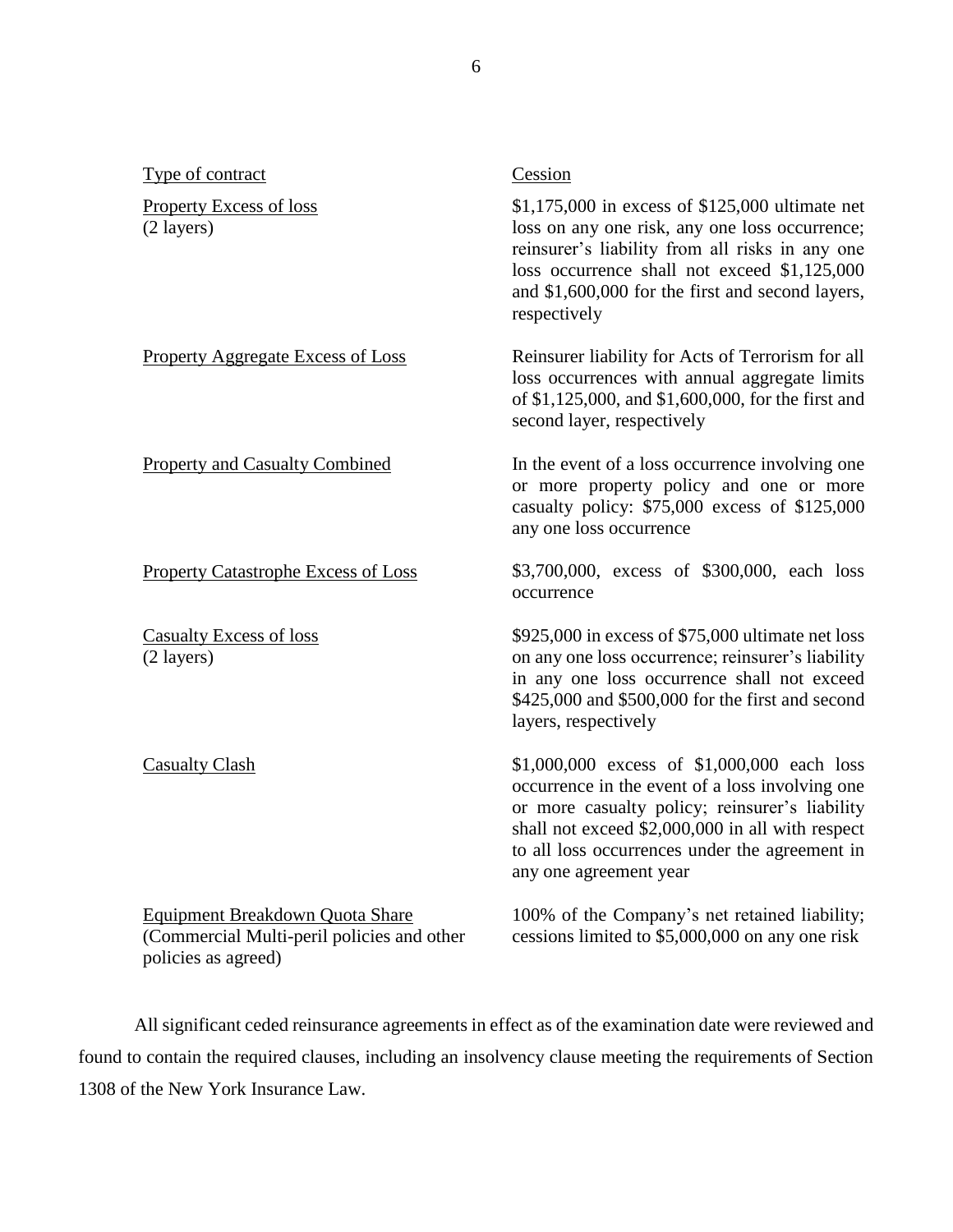| Type of contract | Cession |
|---|---|
| Property Excess of loss (2 layers) | $1,175,000 in excess of $125,000 ultimate net loss on any one risk, any one loss occurrence; reinsurer's liability from all risks in any one loss occurrence shall not exceed $1,125,000 and $1,600,000 for the first and second layers, respectively |
| Property Aggregate Excess of Loss | Reinsurer liability for Acts of Terrorism for all loss occurrences with annual aggregate limits of $1,125,000, and $1,600,000, for the first and second layer, respectively |
| Property and Casualty Combined | In the event of a loss occurrence involving one or more property policy and one or more casualty policy: $75,000 excess of $125,000 any one loss occurrence |
| Property Catastrophe Excess of Loss | $3,700,000, excess of $300,000, each loss occurrence |
| Casualty Excess of loss (2 layers) | $925,000 in excess of $75,000 ultimate net loss on any one loss occurrence; reinsurer's liability in any one loss occurrence shall not exceed $425,000 and $500,000 for the first and second layers, respectively |
| Casualty Clash | $1,000,000 excess of $1,000,000 each loss occurrence in the event of a loss involving one or more casualty policy; reinsurer's liability shall not exceed $2,000,000 in all with respect to all loss occurrences under the agreement in any one agreement year |
| Equipment Breakdown Quota Share (Commercial Multi-peril policies and other policies as agreed) | 100% of the Company's net retained liability; cessions limited to $5,000,000 on any one risk |

All significant ceded reinsurance agreements in effect as of the examination date were reviewed and found to contain the required clauses, including an insolvency clause meeting the requirements of Section 1308 of the New York Insurance Law.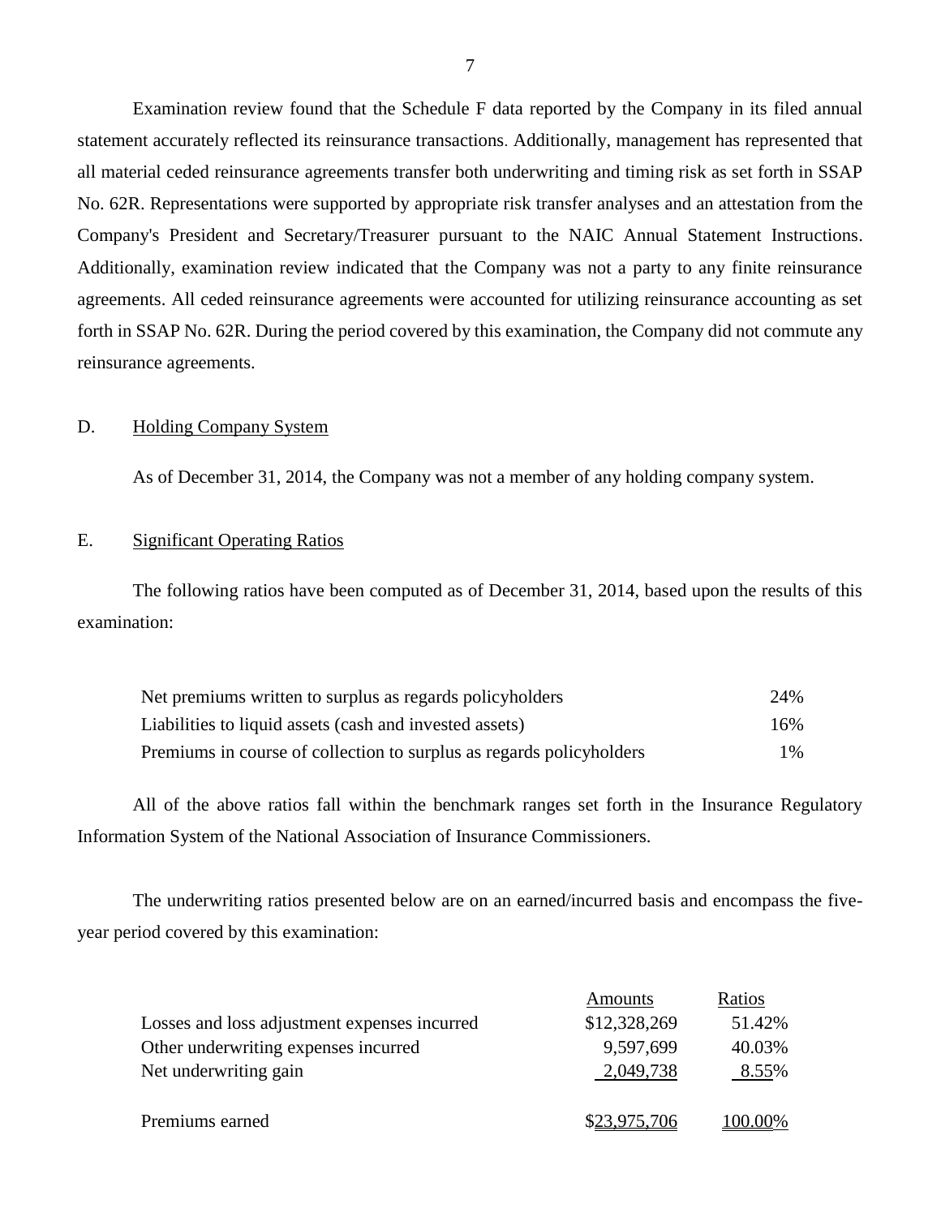Examination review found that the Schedule F data reported by the Company in its filed annual statement accurately reflected its reinsurance transactions. Additionally, management has represented that all material ceded reinsurance agreements transfer both underwriting and timing risk as set forth in SSAP No. 62R. Representations were supported by appropriate risk transfer analyses and an attestation from the Company's President and Secretary/Treasurer pursuant to the NAIC Annual Statement Instructions. Additionally, examination review indicated that the Company was not a party to any finite reinsurance agreements. All ceded reinsurance agreements were accounted for utilizing reinsurance accounting as set forth in SSAP No. 62R. During the period covered by this examination, the Company did not commute any reinsurance agreements.

## D. Holding Company System

As of December 31, 2014, the Company was not a member of any holding company system.

## E. Significant Operating Ratios

The following ratios have been computed as of December 31, 2014, based upon the results of this examination:

| | |
|---|---|
| Net premiums written to surplus as regards policyholders | 24% |
| Liabilities to liquid assets (cash and invested assets) | 16% |
| Premiums in course of collection to surplus as regards policyholders | 1% |

All of the above ratios fall within the benchmark ranges set forth in the Insurance Regulatory Information System of the National Association of Insurance Commissioners.

The underwriting ratios presented below are on an earned/incurred basis and encompass the five-year period covered by this examination:

| | Amounts | Ratios |
|---|---|---|
| Losses and loss adjustment expenses incurred | $12,328,269 | 51.42% |
| Other underwriting expenses incurred | 9,597,699 | 40.03% |
| Net underwriting gain | 2,049,738 | 8.55% |
| Premiums earned | $23,975,706 | 100.00% |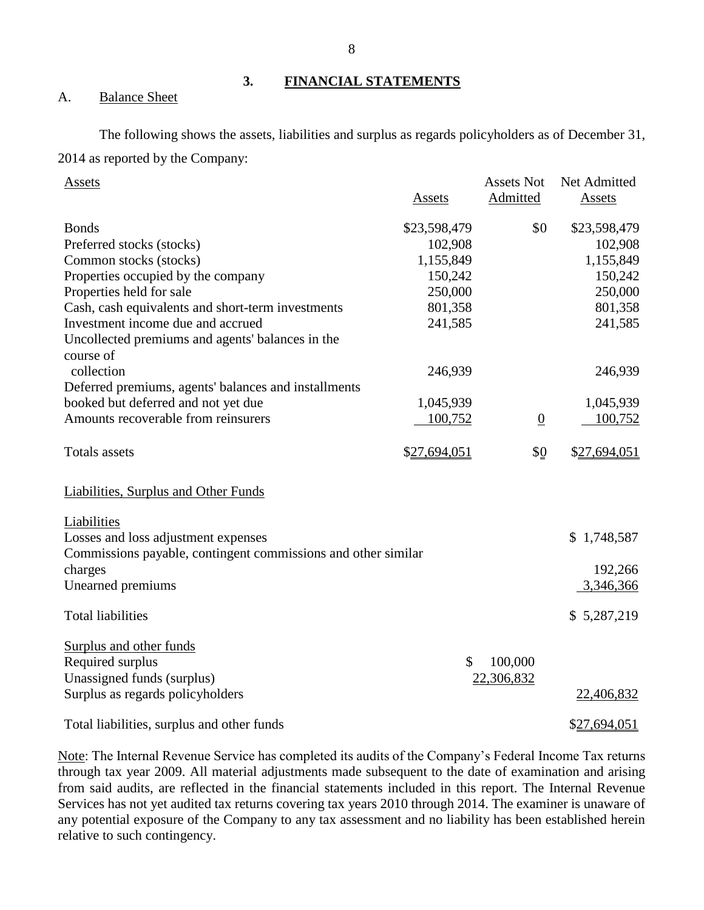## 3. FINANCIAL STATEMENTS

A. Balance Sheet

The following shows the assets, liabilities and surplus as regards policyholders as of December 31, 2014 as reported by the Company:

| Assets | Assets | Assets Not Admitted | Net Admitted Assets |
|---|---|---|---|
| Bonds | $23,598,479 | $0 | $23,598,479 |
| Preferred stocks (stocks) | 102,908 | | 102,908 |
| Common stocks (stocks) | 1,155,849 | | 1,155,849 |
| Properties occupied by the company | 150,242 | | 150,242 |
| Properties held for sale | 250,000 | | 250,000 |
| Cash, cash equivalents and short-term investments | 801,358 | | 801,358 |
| Investment income due and accrued | 241,585 | | 241,585 |
| Uncollected premiums and agents' balances in the course of collection | 246,939 | | 246,939 |
| Deferred premiums, agents' balances and installments booked but deferred and not yet due | 1,045,939 | | 1,045,939 |
| Amounts recoverable from reinsurers | 100,752 | 0 | 100,752 |
| Totals assets | $27,694,051 | $0 | $27,694,051 |

| Liabilities, Surplus and Other Funds | | |
|---|---|---|
| **Liabilities** | | |
| Losses and loss adjustment expenses | | $ 1,748,587 |
| Commissions payable, contingent commissions and other similar charges | | 192,266 |
| Unearned premiums | | 3,346,366 |
| Total liabilities | | $ 5,287,219 |
| **Surplus and other funds** | | |
| Required surplus | $ 100,000 | |
| Unassigned funds (surplus) | 22,306,832 | |
| Surplus as regards policyholders | | 22,406,832 |
| Total liabilities, surplus and other funds | | $27,694,051 |

Note: The Internal Revenue Service has completed its audits of the Company's Federal Income Tax returns through tax year 2009. All material adjustments made subsequent to the date of examination and arising from said audits, are reflected in the financial statements included in this report. The Internal Revenue Services has not yet audited tax returns covering tax years 2010 through 2014. The examiner is unaware of any potential exposure of the Company to any tax assessment and no liability has been established herein relative to such contingency.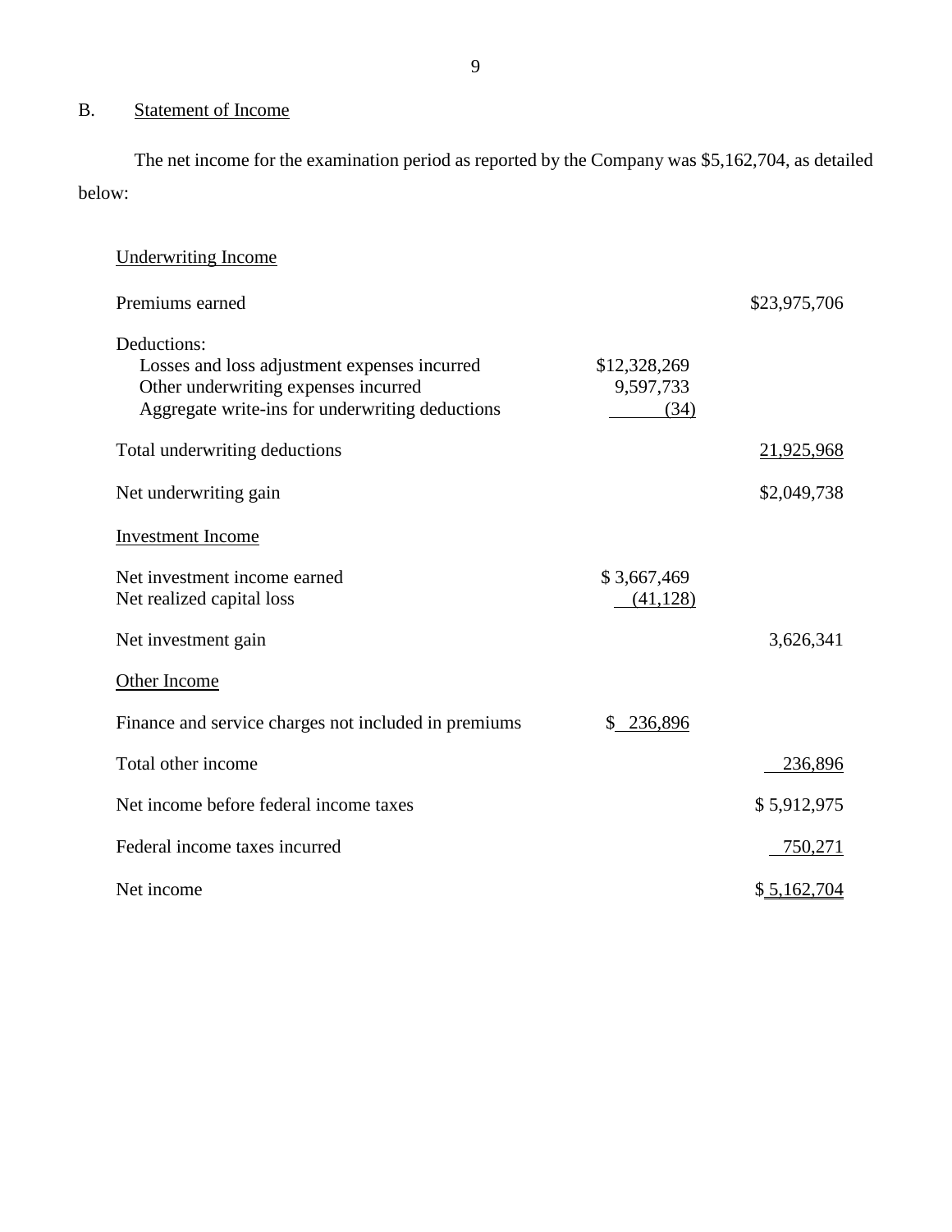## B. Statement of Income

The net income for the examination period as reported by the Company was $5,162,704, as detailed below:

| | | |
|---|---|---|
| Underwriting Income | | |
| Premiums earned | | $23,975,706 |
| Deductions: | | |
| Losses and loss adjustment expenses incurred | $12,328,269 | |
| Other underwriting expenses incurred | 9,597,733 | |
| Aggregate write-ins for underwriting deductions | (34) | |
| Total underwriting deductions | | 21,925,968 |
| Net underwriting gain | | $2,049,738 |
| Investment Income | | |
| Net investment income earned | $ 3,667,469 | |
| Net realized capital loss | (41,128) | |
| Net investment gain | | 3,626,341 |
| Other Income | | |
| Finance and service charges not included in premiums | $ 236,896 | |
| Total other income | | 236,896 |
| Net income before federal income taxes | | $ 5,912,975 |
| Federal income taxes incurred | | 750,271 |
| Net income | | $ 5,162,704 |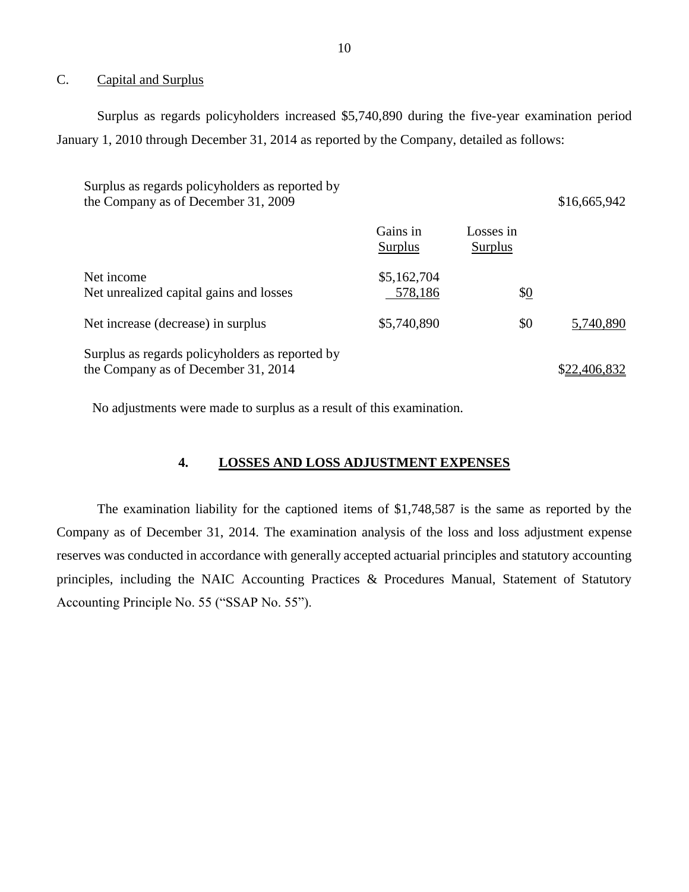## C. Capital and Surplus

Surplus as regards policyholders increased $5,740,890 during the five-year examination period January 1, 2010 through December 31, 2014 as reported by the Company, detailed as follows:

| | Gains in Surplus | Losses in Surplus | |
|---|---|---|---|
| Surplus as regards policyholders as reported by the Company as of December 31, 2009 | | | $16,665,942 |
| Net income | $5,162,704 | | |
| Net unrealized capital gains and losses | 578,186 | $0 | |
| Net increase (decrease) in surplus | $5,740,890 | $0 | 5,740,890 |
| Surplus as regards policyholders as reported by the Company as of December 31, 2014 | | | $22,406,832 |

No adjustments were made to surplus as a result of this examination.

## 4. LOSSES AND LOSS ADJUSTMENT EXPENSES

The examination liability for the captioned items of $1,748,587 is the same as reported by the Company as of December 31, 2014. The examination analysis of the loss and loss adjustment expense reserves was conducted in accordance with generally accepted actuarial principles and statutory accounting principles, including the NAIC Accounting Practices & Procedures Manual, Statement of Statutory Accounting Principle No. 55 ("SSAP No. 55").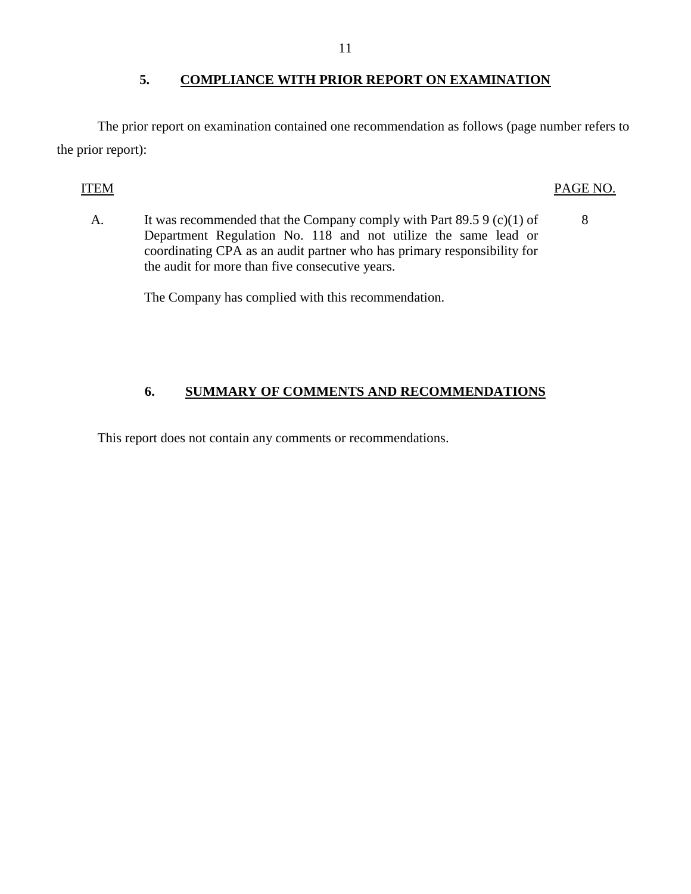## 5. COMPLIANCE WITH PRIOR REPORT ON EXAMINATION

The prior report on examination contained one recommendation as follows (page number refers to the prior report):

| ITEM | | PAGE NO. |
|---|---|---|
| A. | It was recommended that the Company comply with Part 89.5 9 (c)(1) of Department Regulation No. 118 and not utilize the same lead or coordinating CPA as an audit partner who has primary responsibility for the audit for more than five consecutive years.<br><br>The Company has complied with this recommendation. | 8 |

## 6. SUMMARY OF COMMENTS AND RECOMMENDATIONS

This report does not contain any comments or recommendations.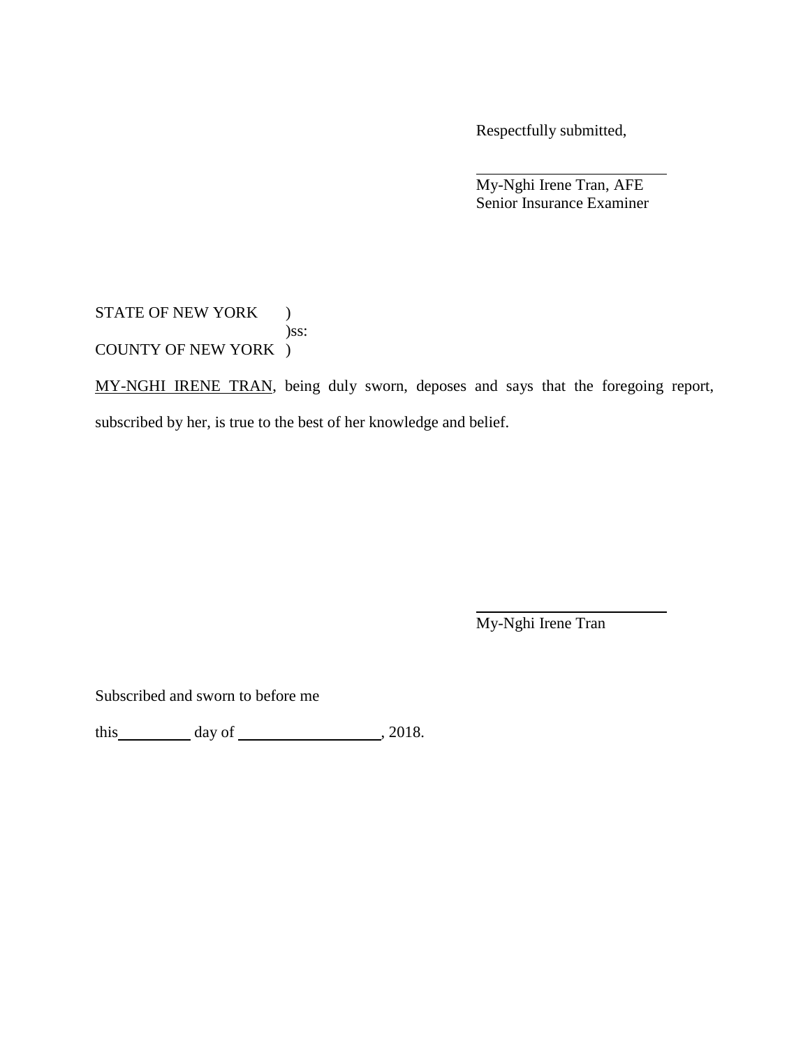Respectfully submitted,

\_\_\_\_\_\_\_\_\_\_\_\_\_\_\_\_\_\_\_\_\_\_\_\_

My-Nghi Irene Tran, AFE
Senior Insurance Examiner

STATE OF NEW YORK )
)ss:
COUNTY OF NEW YORK )

MY-NGHI IRENE TRAN, being duly sworn, deposes and says that the foregoing report, subscribed by her, is true to the best of her knowledge and belief.

\_\_\_\_\_\_\_\_\_\_\_\_\_\_\_\_\_\_\_\_\_\_\_\_

My-Nghi Irene Tran

Subscribed and sworn to before me

this\_\_\_\_\_\_\_\_\_\_ day of \_\_\_\_\_\_\_\_\_\_\_\_\_\_\_\_\_\_\_, 2018.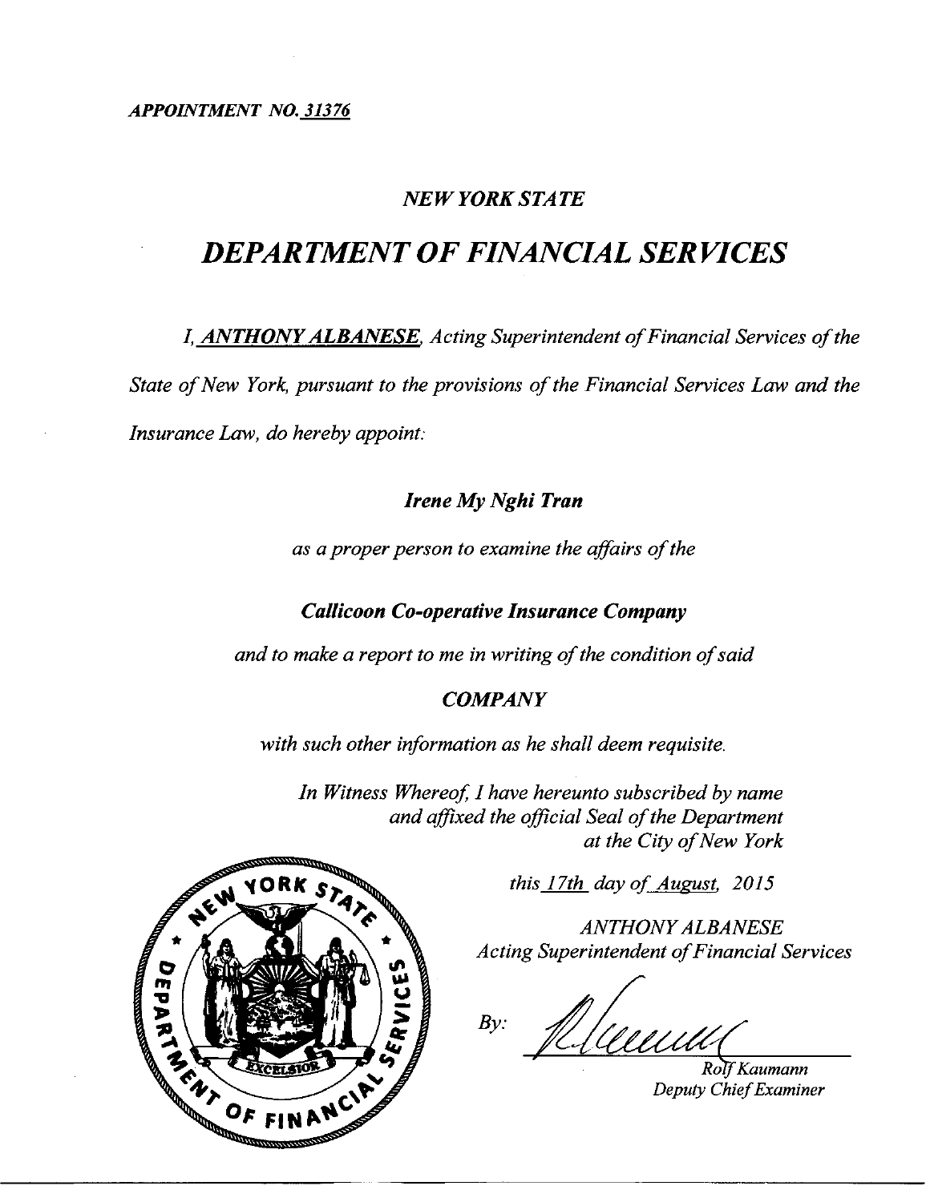*APPOINTMENT NO. 31376*

## *NEW YORK STATE*

# *DEPARTMENT OF FINANCIAL SERVICES*

*I, ANTHONY ALBANESE, Acting Superintendent of Financial Services of the State of New York, pursuant to the provisions of the Financial Services Law and the Insurance Law, do hereby appoint:*

***Irene My Nghi Tran***

*as a proper person to examine the affairs of the*

***Callicoon Co-operative Insurance Company***

*and to make a report to me in writing of the condition of said*

***COMPANY***

*with such other information as he shall deem requisite.*

*In Witness Whereof, I have hereunto subscribed by name and affixed the official Seal of the Department at the City of New York*

*this 17th day of August, 2015*

*ANTHONY ALBANESE*
*Acting Superintendent of Financial Services*

*By:*

*Rolf Kaumann*
*Deputy Chief Examiner*